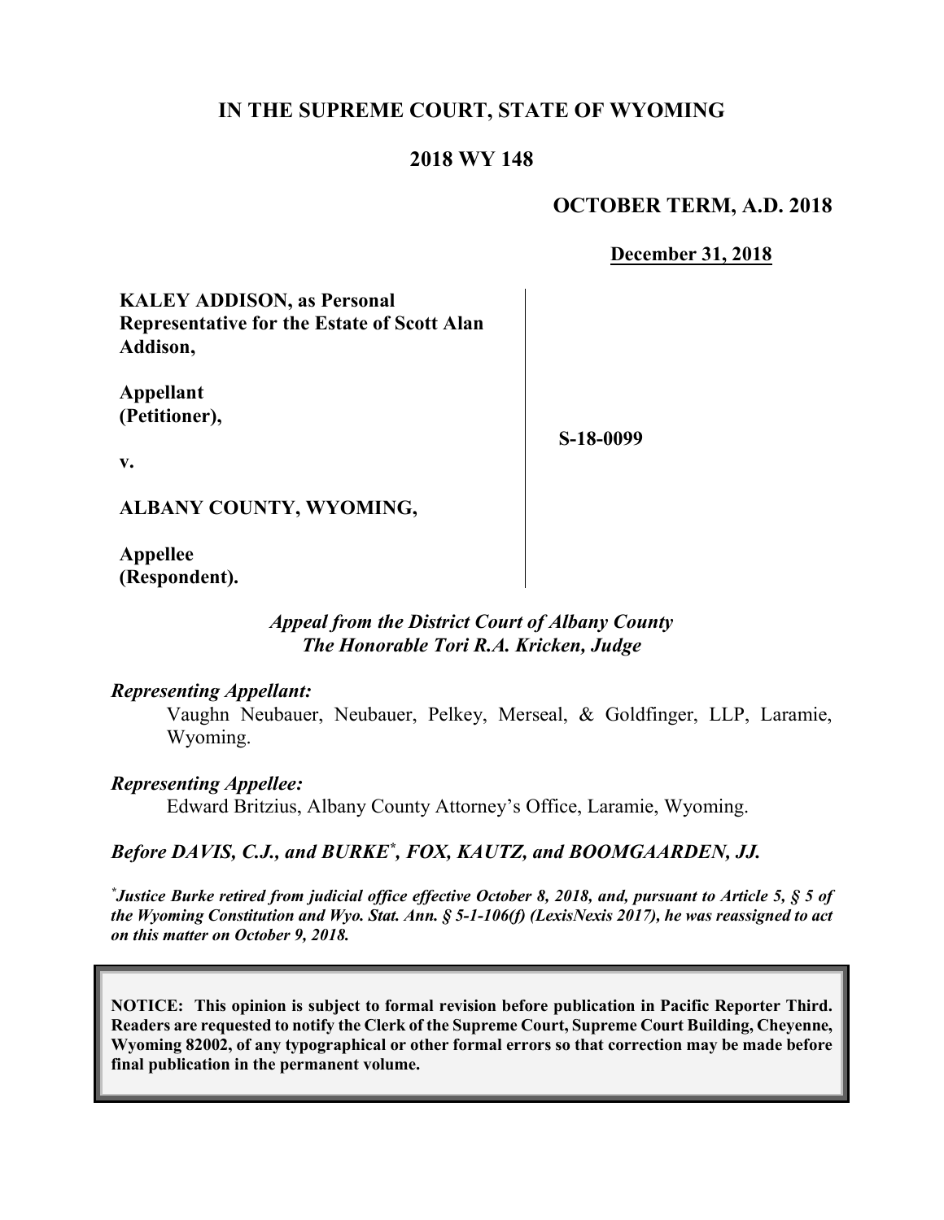# IN THE SUPREME COURT, STATE OF WYOMING

## 2018 WY 148

**OCTOBER TERM, A.D. 2018**

**December 31, 2018**

**KALEY ADDISON, as Personal Representative for the Estate of Scott Alan Addison,**

**Appellant (Petitioner),**

**v.**

**ALBANY COUNTY, WYOMING,**

**Appellee (Respondent).**

**S-18-0099**

*Appeal from the District Court of Albany County*
*The Honorable Tori R.A. Kricken, Judge*

***Representing Appellant:***

Vaughn Neubauer, Neubauer, Pelkey, Merseal, & Goldfinger, LLP, Laramie, Wyoming.

***Representing Appellee:***

Edward Britzius, Albany County Attorney's Office, Laramie, Wyoming.

***Before DAVIS, C.J., and BURKE\*, FOX, KAUTZ, and BOOMGAARDEN, JJ.***

*\*Justice Burke retired from judicial office effective October 8, 2018, and, pursuant to Article 5, § 5 of the Wyoming Constitution and Wyo. Stat. Ann. § 5-1-106(f) (LexisNexis 2017), he was reassigned to act on this matter on October 9, 2018.*

**NOTICE: This opinion is subject to formal revision before publication in Pacific Reporter Third. Readers are requested to notify the Clerk of the Supreme Court, Supreme Court Building, Cheyenne, Wyoming 82002, of any typographical or other formal errors so that correction may be made before final publication in the permanent volume.**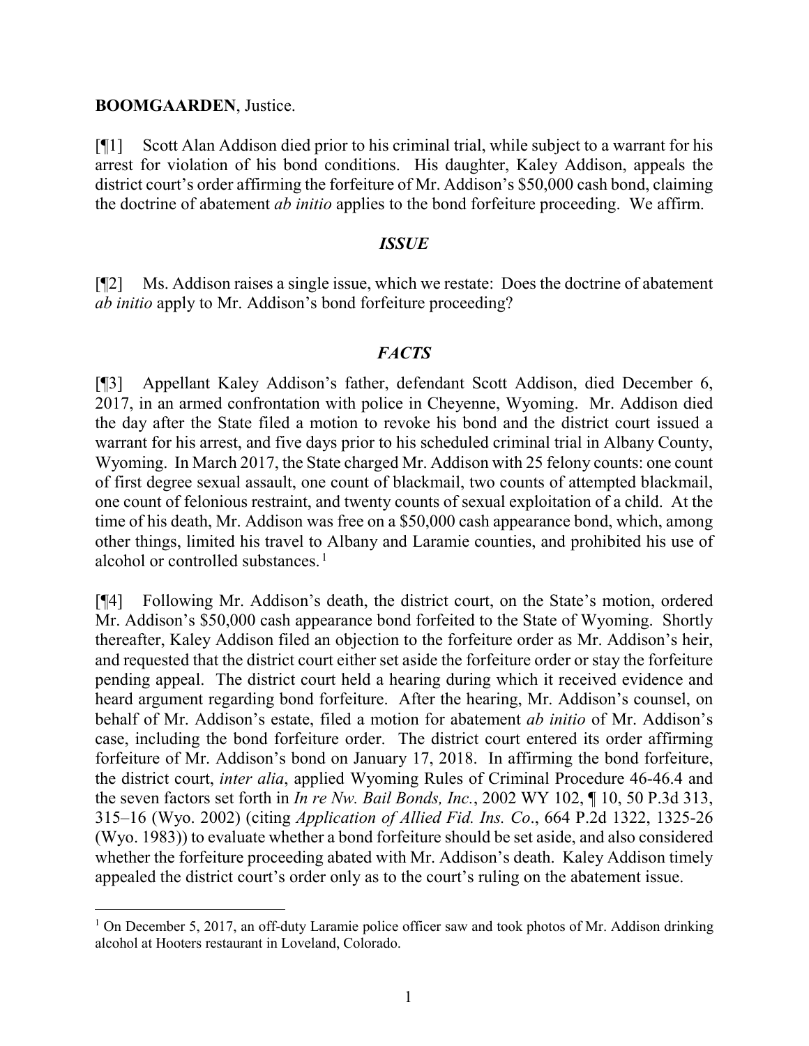**BOOMGAARDEN**, Justice.

[¶1] Scott Alan Addison died prior to his criminal trial, while subject to a warrant for his arrest for violation of his bond conditions. His daughter, Kaley Addison, appeals the district court's order affirming the forfeiture of Mr. Addison's $50,000 cash bond, claiming the doctrine of abatement *ab initio* applies to the bond forfeiture proceeding. We affirm.

## *ISSUE*

[¶2] Ms. Addison raises a single issue, which we restate: Does the doctrine of abatement *ab initio* apply to Mr. Addison's bond forfeiture proceeding?

## *FACTS*

[¶3] Appellant Kaley Addison's father, defendant Scott Addison, died December 6, 2017, in an armed confrontation with police in Cheyenne, Wyoming. Mr. Addison died the day after the State filed a motion to revoke his bond and the district court issued a warrant for his arrest, and five days prior to his scheduled criminal trial in Albany County, Wyoming. In March 2017, the State charged Mr. Addison with 25 felony counts: one count of first degree sexual assault, one count of blackmail, two counts of attempted blackmail, one count of felonious restraint, and twenty counts of sexual exploitation of a child. At the time of his death, Mr. Addison was free on a $50,000 cash appearance bond, which, among other things, limited his travel to Albany and Laramie counties, and prohibited his use of alcohol or controlled substances.[1]

[¶4] Following Mr. Addison's death, the district court, on the State's motion, ordered Mr. Addison's $50,000 cash appearance bond forfeited to the State of Wyoming. Shortly thereafter, Kaley Addison filed an objection to the forfeiture order as Mr. Addison's heir, and requested that the district court either set aside the forfeiture order or stay the forfeiture pending appeal. The district court held a hearing during which it received evidence and heard argument regarding bond forfeiture. After the hearing, Mr. Addison's counsel, on behalf of Mr. Addison's estate, filed a motion for abatement *ab initio* of Mr. Addison's case, including the bond forfeiture order. The district court entered its order affirming forfeiture of Mr. Addison's bond on January 17, 2018. In affirming the bond forfeiture, the district court, *inter alia*, applied Wyoming Rules of Criminal Procedure 46-46.4 and the seven factors set forth in *In re Nw. Bail Bonds, Inc.*, 2002 WY 102, ¶ 10, 50 P.3d 313, 315–16 (Wyo. 2002) (citing *Application of Allied Fid. Ins. Co*., 664 P.2d 1322, 1325-26 (Wyo. 1983)) to evaluate whether a bond forfeiture should be set aside, and also considered whether the forfeiture proceeding abated with Mr. Addison's death. Kaley Addison timely appealed the district court's order only as to the court's ruling on the abatement issue.

---

[1] On December 5, 2017, an off-duty Laramie police officer saw and took photos of Mr. Addison drinking alcohol at Hooters restaurant in Loveland, Colorado.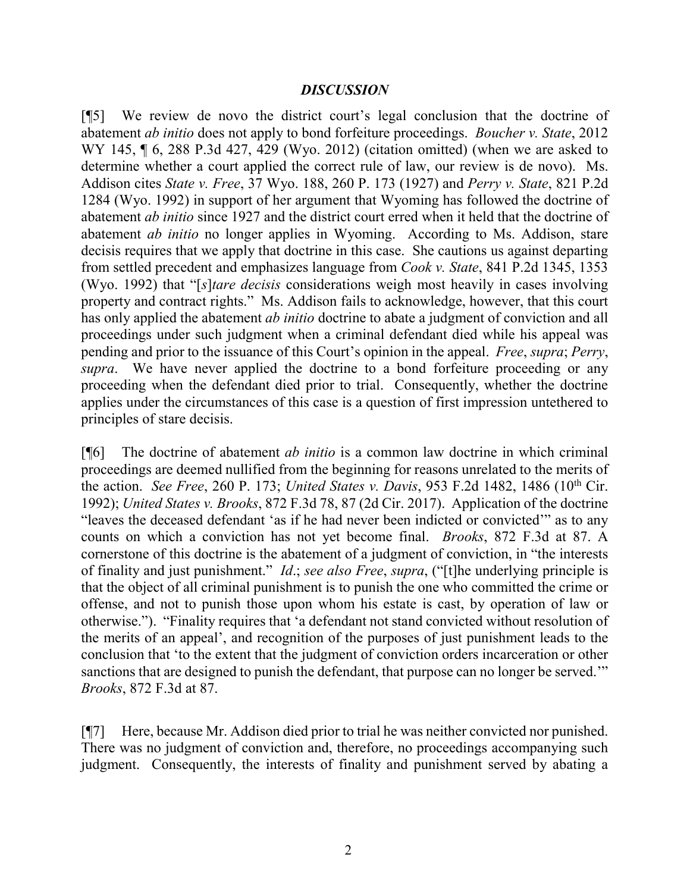## *DISCUSSION*

[¶5] We review de novo the district court's legal conclusion that the doctrine of abatement *ab initio* does not apply to bond forfeiture proceedings. *Boucher v. State*, 2012 WY 145, ¶ 6, 288 P.3d 427, 429 (Wyo. 2012) (citation omitted) (when we are asked to determine whether a court applied the correct rule of law, our review is de novo). Ms. Addison cites *State v. Free*, 37 Wyo. 188, 260 P. 173 (1927) and *Perry v. State*, 821 P.2d 1284 (Wyo. 1992) in support of her argument that Wyoming has followed the doctrine of abatement *ab initio* since 1927 and the district court erred when it held that the doctrine of abatement *ab initio* no longer applies in Wyoming. According to Ms. Addison, stare decisis requires that we apply that doctrine in this case. She cautions us against departing from settled precedent and emphasizes language from *Cook v. State*, 841 P.2d 1345, 1353 (Wyo. 1992) that "[*s*]*tare decisis* considerations weigh most heavily in cases involving property and contract rights." Ms. Addison fails to acknowledge, however, that this court has only applied the abatement *ab initio* doctrine to abate a judgment of conviction and all proceedings under such judgment when a criminal defendant died while his appeal was pending and prior to the issuance of this Court's opinion in the appeal. *Free*, *supra*; *Perry*, *supra*. We have never applied the doctrine to a bond forfeiture proceeding or any proceeding when the defendant died prior to trial. Consequently, whether the doctrine applies under the circumstances of this case is a question of first impression untethered to principles of stare decisis.

[¶6] The doctrine of abatement *ab initio* is a common law doctrine in which criminal proceedings are deemed nullified from the beginning for reasons unrelated to the merits of the action. *See Free*, 260 P. 173; *United States v. Davis*, 953 F.2d 1482, 1486 (10th Cir. 1992); *United States v. Brooks*, 872 F.3d 78, 87 (2d Cir. 2017). Application of the doctrine "leaves the deceased defendant 'as if he had never been indicted or convicted'" as to any counts on which a conviction has not yet become final. *Brooks*, 872 F.3d at 87. A cornerstone of this doctrine is the abatement of a judgment of conviction, in "the interests of finality and just punishment." *Id*.; *see also Free*, *supra*, ("[t]he underlying principle is that the object of all criminal punishment is to punish the one who committed the crime or offense, and not to punish those upon whom his estate is cast, by operation of law or otherwise."). "Finality requires that 'a defendant not stand convicted without resolution of the merits of an appeal', and recognition of the purposes of just punishment leads to the conclusion that 'to the extent that the judgment of conviction orders incarceration or other sanctions that are designed to punish the defendant, that purpose can no longer be served.'" *Brooks*, 872 F.3d at 87.

[¶7] Here, because Mr. Addison died prior to trial he was neither convicted nor punished. There was no judgment of conviction and, therefore, no proceedings accompanying such judgment. Consequently, the interests of finality and punishment served by abating a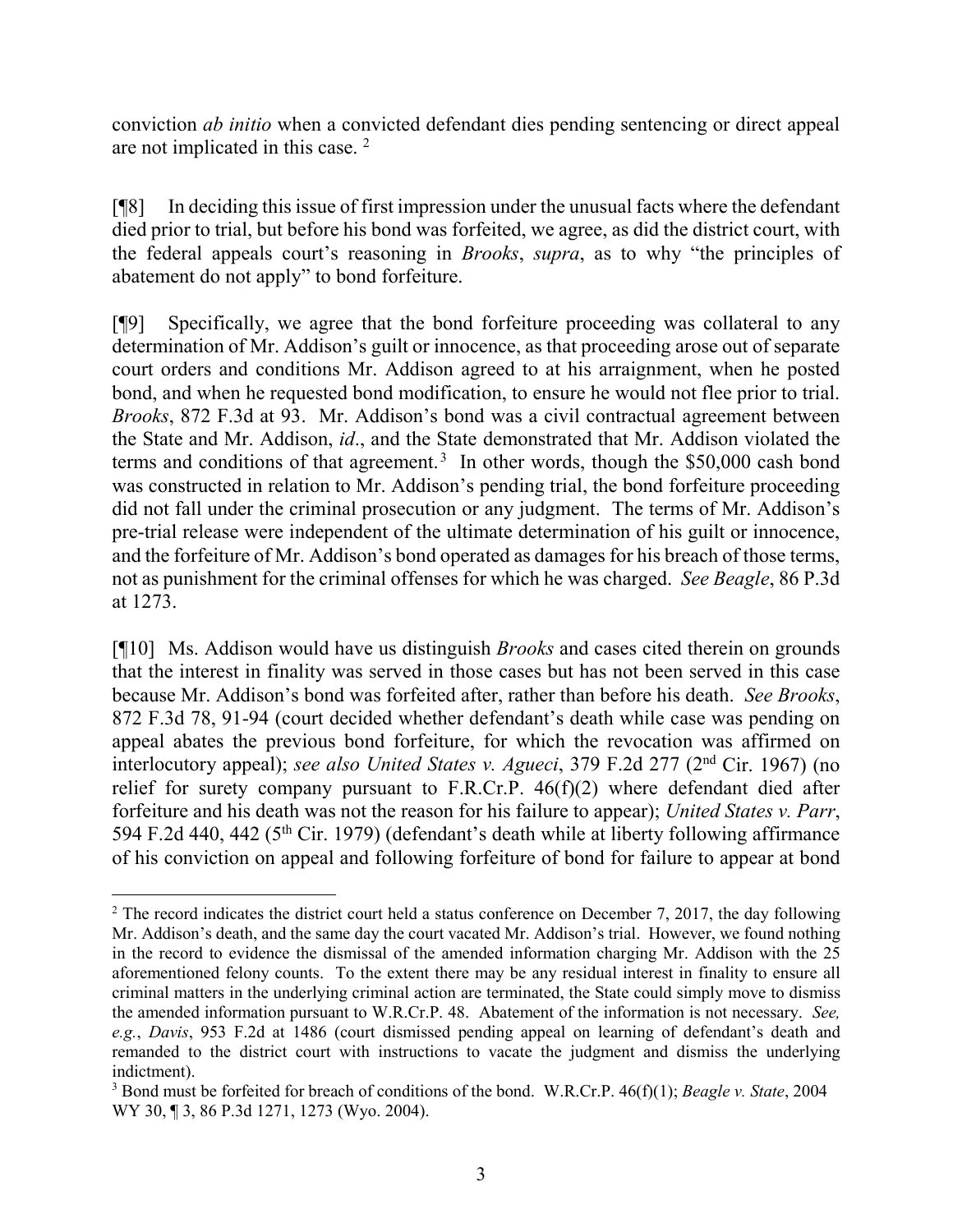conviction *ab initio* when a convicted defendant dies pending sentencing or direct appeal are not implicated in this case. [2]

[¶8] In deciding this issue of first impression under the unusual facts where the defendant died prior to trial, but before his bond was forfeited, we agree, as did the district court, with the federal appeals court's reasoning in *Brooks*, *supra*, as to why "the principles of abatement do not apply" to bond forfeiture.

[¶9] Specifically, we agree that the bond forfeiture proceeding was collateral to any determination of Mr. Addison's guilt or innocence, as that proceeding arose out of separate court orders and conditions Mr. Addison agreed to at his arraignment, when he posted bond, and when he requested bond modification, to ensure he would not flee prior to trial. *Brooks*, 872 F.3d at 93. Mr. Addison's bond was a civil contractual agreement between the State and Mr. Addison, *id*., and the State demonstrated that Mr. Addison violated the terms and conditions of that agreement. [3] In other words, though the $50,000 cash bond was constructed in relation to Mr. Addison's pending trial, the bond forfeiture proceeding did not fall under the criminal prosecution or any judgment. The terms of Mr. Addison's pre-trial release were independent of the ultimate determination of his guilt or innocence, and the forfeiture of Mr. Addison's bond operated as damages for his breach of those terms, not as punishment for the criminal offenses for which he was charged. *See Beagle*, 86 P.3d at 1273.

[¶10] Ms. Addison would have us distinguish *Brooks* and cases cited therein on grounds that the interest in finality was served in those cases but has not been served in this case because Mr. Addison's bond was forfeited after, rather than before his death. *See Brooks*, 872 F.3d 78, 91-94 (court decided whether defendant's death while case was pending on appeal abates the previous bond forfeiture, for which the revocation was affirmed on interlocutory appeal); *see also United States v. Agueci*, 379 F.2d 277 (2nd Cir. 1967) (no relief for surety company pursuant to F.R.Cr.P. 46(f)(2) where defendant died after forfeiture and his death was not the reason for his failure to appear); *United States v. Parr*, 594 F.2d 440, 442 (5th Cir. 1979) (defendant's death while at liberty following affirmance of his conviction on appeal and following forfeiture of bond for failure to appear at bond

---

[2] The record indicates the district court held a status conference on December 7, 2017, the day following Mr. Addison's death, and the same day the court vacated Mr. Addison's trial. However, we found nothing in the record to evidence the dismissal of the amended information charging Mr. Addison with the 25 aforementioned felony counts. To the extent there may be any residual interest in finality to ensure all criminal matters in the underlying criminal action are terminated, the State could simply move to dismiss the amended information pursuant to W.R.Cr.P. 48. Abatement of the information is not necessary. *See, e.g.*, *Davis*, 953 F.2d at 1486 (court dismissed pending appeal on learning of defendant's death and remanded to the district court with instructions to vacate the judgment and dismiss the underlying indictment).

[3] Bond must be forfeited for breach of conditions of the bond. W.R.Cr.P. 46(f)(1); *Beagle v. State*, 2004 WY 30, ¶ 3, 86 P.3d 1271, 1273 (Wyo. 2004).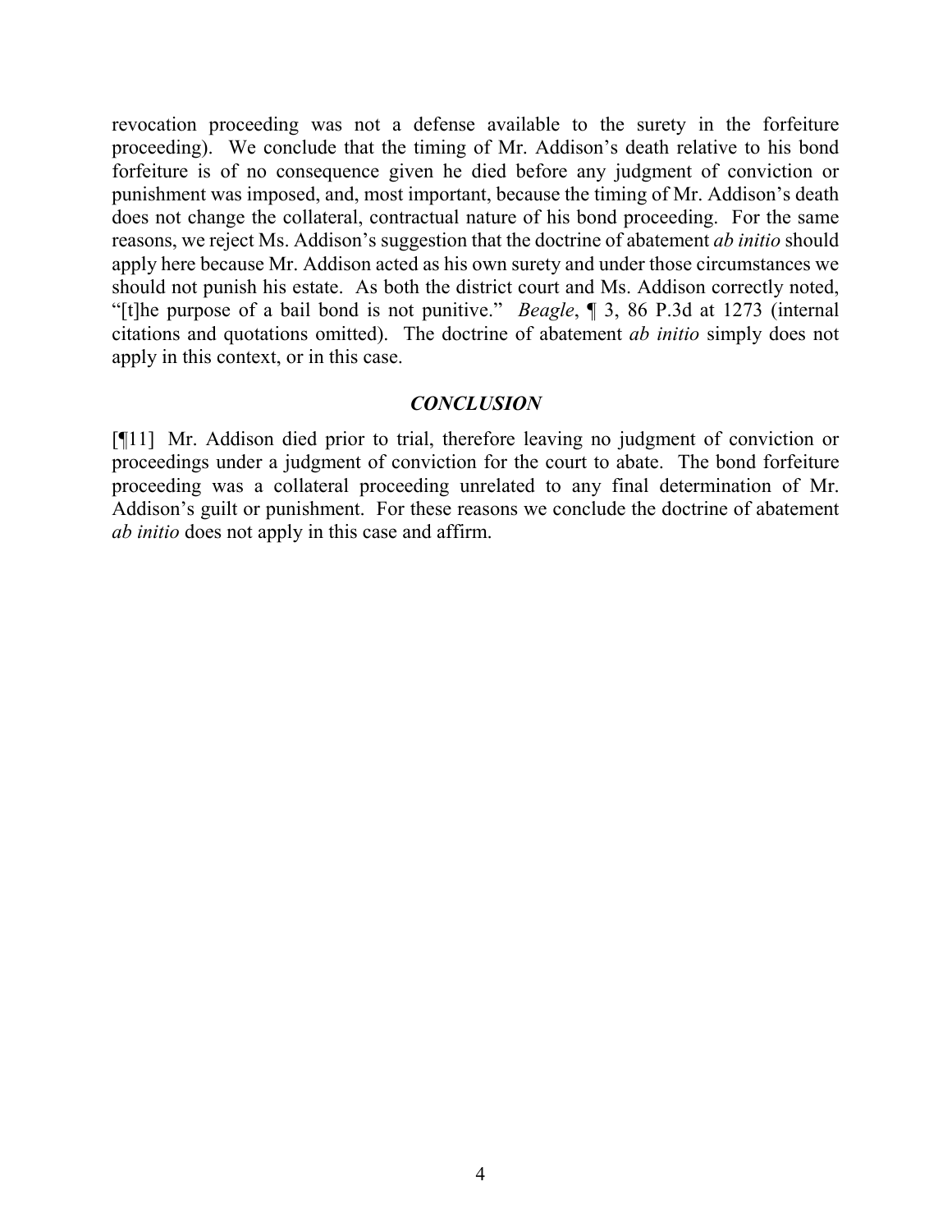revocation proceeding was not a defense available to the surety in the forfeiture proceeding). We conclude that the timing of Mr. Addison's death relative to his bond forfeiture is of no consequence given he died before any judgment of conviction or punishment was imposed, and, most important, because the timing of Mr. Addison's death does not change the collateral, contractual nature of his bond proceeding. For the same reasons, we reject Ms. Addison's suggestion that the doctrine of abatement *ab initio* should apply here because Mr. Addison acted as his own surety and under those circumstances we should not punish his estate. As both the district court and Ms. Addison correctly noted, "[t]he purpose of a bail bond is not punitive." *Beagle*, ¶ 3, 86 P.3d at 1273 (internal citations and quotations omitted). The doctrine of abatement *ab initio* simply does not apply in this context, or in this case.

## *CONCLUSION*

[¶11] Mr. Addison died prior to trial, therefore leaving no judgment of conviction or proceedings under a judgment of conviction for the court to abate. The bond forfeiture proceeding was a collateral proceeding unrelated to any final determination of Mr. Addison's guilt or punishment. For these reasons we conclude the doctrine of abatement *ab initio* does not apply in this case and affirm.